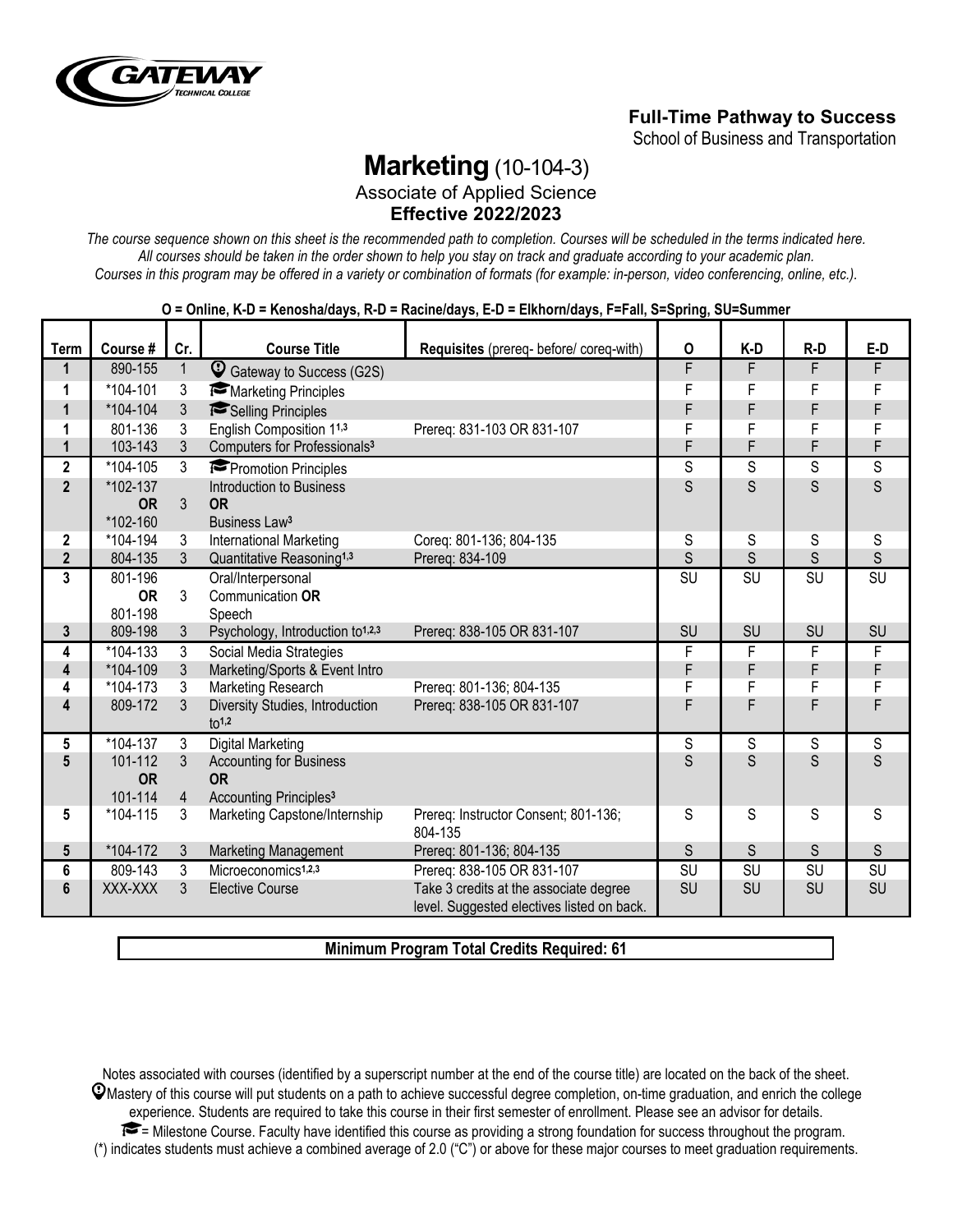**Full-Time Pathway to Success**
School of Business and Transportation

# Marketing (10-104-3)

Associate of Applied Science
**Effective 2022/2023**

*The course sequence shown on this sheet is the recommended path to completion. Courses will be scheduled in the terms indicated here. All courses should be taken in the order shown to help you stay on track and graduate according to your academic plan. Courses in this program may be offered in a variety or combination of formats (for example: in-person, video conferencing, online, etc.).*

**O = Online, K-D = Kenosha/days, R-D = Racine/days, E-D = Elkhorn/days, F=Fall, S=Spring, SU=Summer**

| Term | Course # | Cr. | Course Title | Requisites (prereq- before/ coreq-with) | O | K-D | R-D | E-D |
|---|---|---|---|---|---|---|---|---|
| 1 | 890-155 | 1 | Gateway to Success (G2S) | | F | F | F | F |
| 1 | *104-101 | 3 | Marketing Principles | | F | F | F | F |
| 1 | *104-104 | 3 | Selling Principles | | F | F | F | F |
| 1 | 801-136 | 3 | English Composition 1[1,3] | Prereq: 831-103 OR 831-107 | F | F | F | F |
| 1 | 103-143 | 3 | Computers for Professionals[3] | | F | F | F | F |
| 2 | *104-105 | 3 | Promotion Principles | | S | S | S | S |
| 2 | *102-137 **OR** *102-160 | 3 | Introduction to Business **OR** Business Law[3] | | S | S | S | S |
| 2 | *104-194 | 3 | International Marketing | Coreq: 801-136; 804-135 | S | S | S | S |
| 2 | 804-135 | 3 | Quantitative Reasoning[1,3] | Prereq: 834-109 | S | S | S | S |
| 3 | 801-196 **OR** 801-198 | 3 | Oral/Interpersonal Communication **OR** Speech | | SU | SU | SU | SU |
| 3 | 809-198 | 3 | Psychology, Introduction to[1,2,3] | Prereq: 838-105 OR 831-107 | SU | SU | SU | SU |
| 4 | *104-133 | 3 | Social Media Strategies | | F | F | F | F |
| 4 | *104-109 | 3 | Marketing/Sports & Event Intro | | F | F | F | F |
| 4 | *104-173 | 3 | Marketing Research | Prereq: 801-136; 804-135 | F | F | F | F |
| 4 | 809-172 | 3 | Diversity Studies, Introduction to[1,2] | Prereq: 838-105 OR 831-107 | F | F | F | F |
| 5 | *104-137 | 3 | Digital Marketing | | S | S | S | S |
| 5 | 101-112 **OR** 101-114 | 3 / 4 | Accounting for Business **OR** Accounting Principles[3] | | S | S | S | S |
| 5 | *104-115 | 3 | Marketing Capstone/Internship | Prereq: Instructor Consent; 801-136; 804-135 | S | S | S | S |
| 5 | *104-172 | 3 | Marketing Management | Prereq: 801-136; 804-135 | S | S | S | S |
| 6 | 809-143 | 3 | Microeconomics[1,2,3] | Prereq: 838-105 OR 831-107 | SU | SU | SU | SU |
| 6 | XXX-XXX | 3 | Elective Course | Take 3 credits at the associate degree level. Suggested electives listed on back. | SU | SU | SU | SU |

**Minimum Program Total Credits Required: 61**

Notes associated with courses (identified by a superscript number at the end of the course title) are located on the back of the sheet.

Mastery of this course will put students on a path to achieve successful degree completion, on-time graduation, and enrich the college experience. Students are required to take this course in their first semester of enrollment. Please see an advisor for details.

= Milestone Course. Faculty have identified this course as providing a strong foundation for success throughout the program.

(*) indicates students must achieve a combined average of 2.0 ("C") or above for these major courses to meet graduation requirements.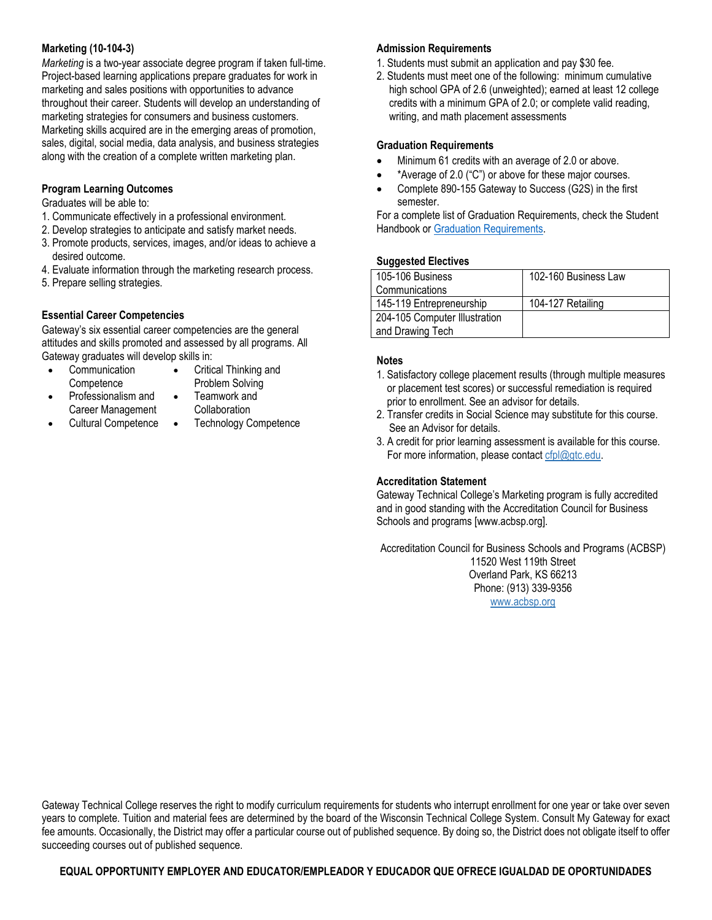### Marketing (10-104-3)

*Marketing* is a two-year associate degree program if taken full-time. Project-based learning applications prepare graduates for work in marketing and sales positions with opportunities to advance throughout their career. Students will develop an understanding of marketing strategies for consumers and business customers. Marketing skills acquired are in the emerging areas of promotion, sales, digital, social media, data analysis, and business strategies along with the creation of a complete written marketing plan.

### Program Learning Outcomes

Graduates will be able to:

1. Communicate effectively in a professional environment.
2. Develop strategies to anticipate and satisfy market needs.
3. Promote products, services, images, and/or ideas to achieve a desired outcome.
4. Evaluate information through the marketing research process.
5. Prepare selling strategies.

### Essential Career Competencies

Gateway's six essential career competencies are the general attitudes and skills promoted and assessed by all programs. All Gateway graduates will develop skills in:

- Communication Competence
- Critical Thinking and Problem Solving
- Professionalism and Career Management
- Teamwork and Collaboration
- Cultural Competence
- Technology Competence

### Admission Requirements

1. Students must submit an application and pay $30 fee.
2. Students must meet one of the following: minimum cumulative high school GPA of 2.6 (unweighted); earned at least 12 college credits with a minimum GPA of 2.0; or complete valid reading, writing, and math placement assessments

### Graduation Requirements

- Minimum 61 credits with an average of 2.0 or above.
- *Average of 2.0 ("C") or above for these major courses.
- Complete 890-155 Gateway to Success (G2S) in the first semester.

For a complete list of Graduation Requirements, check the Student Handbook or Graduation Requirements.

### Suggested Electives

| | |
|---|---|
| 105-106 Business Communications | 102-160 Business Law |
| 145-119 Entrepreneurship | 104-127 Retailing |
| 204-105 Computer Illustration and Drawing Tech | |

### Notes

1. Satisfactory college placement results (through multiple measures or placement test scores) or successful remediation is required prior to enrollment. See an advisor for details.
2. Transfer credits in Social Science may substitute for this course. See an Advisor for details.
3. A credit for prior learning assessment is available for this course. For more information, please contact cfpl@gtc.edu.

### Accreditation Statement

Gateway Technical College's Marketing program is fully accredited and in good standing with the Accreditation Council for Business Schools and programs [www.acbsp.org].

Accreditation Council for Business Schools and Programs (ACBSP)
11520 West 119th Street
Overland Park, KS 66213
Phone: (913) 339-9356
www.acbsp.org

Gateway Technical College reserves the right to modify curriculum requirements for students who interrupt enrollment for one year or take over seven years to complete. Tuition and material fees are determined by the board of the Wisconsin Technical College System. Consult My Gateway for exact fee amounts. Occasionally, the District may offer a particular course out of published sequence. By doing so, the District does not obligate itself to offer succeeding courses out of published sequence.

**EQUAL OPPORTUNITY EMPLOYER AND EDUCATOR/EMPLEADOR Y EDUCADOR QUE OFRECE IGUALDAD DE OPORTUNIDADES**